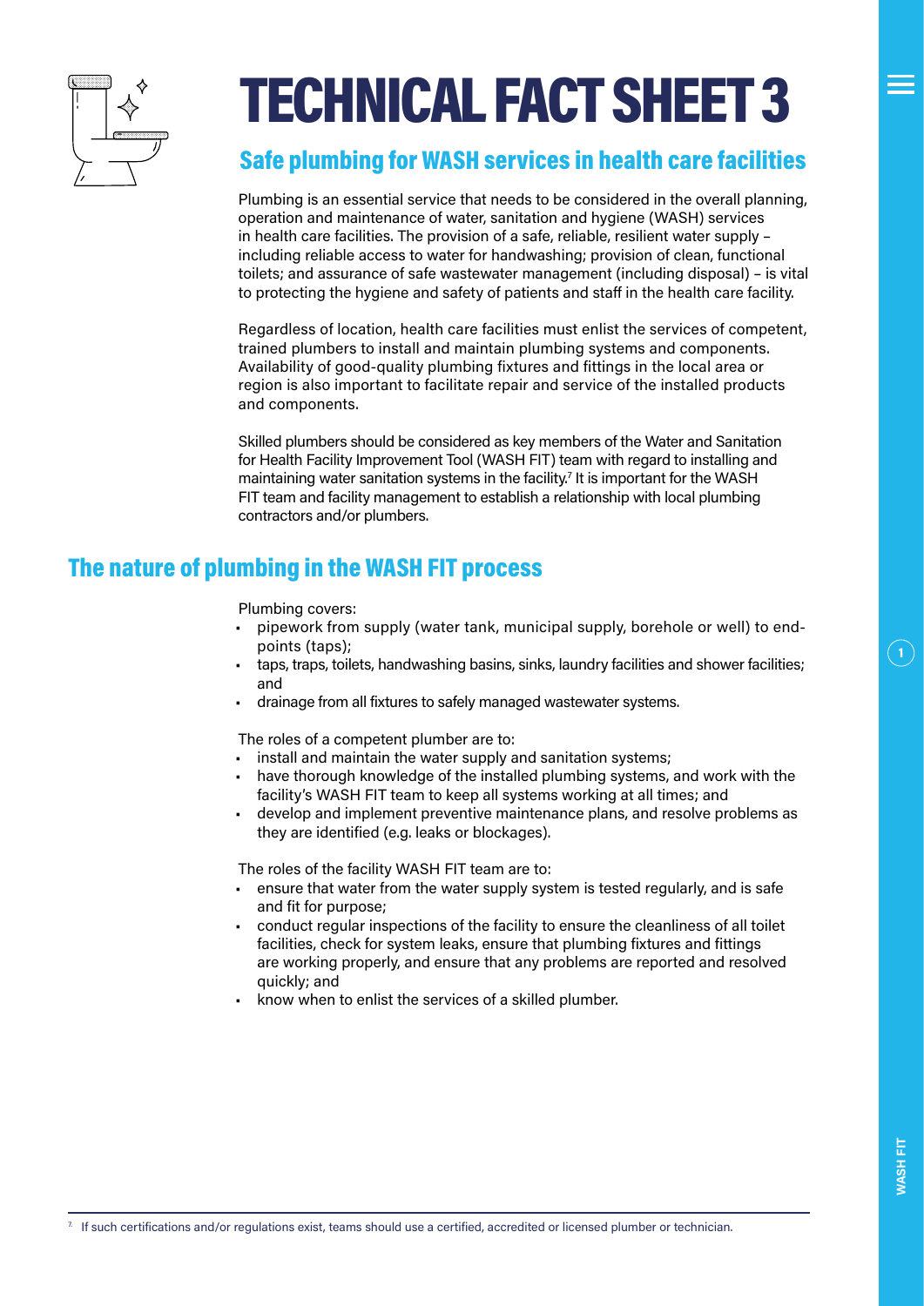# TECHNICAL FACT SHEET 3

## Safe plumbing for WASH services in health care facilities

Plumbing is an essential service that needs to be considered in the overall planning, operation and maintenance of water, sanitation and hygiene (WASH) services in health care facilities. The provision of a safe, reliable, resilient water supply – including reliable access to water for handwashing; provision of clean, functional toilets; and assurance of safe wastewater management (including disposal) – is vital to protecting the hygiene and safety of patients and staff in the health care facility.

Regardless of location, health care facilities must enlist the services of competent, trained plumbers to install and maintain plumbing systems and components. Availability of good-quality plumbing fixtures and fittings in the local area or region is also important to facilitate repair and service of the installed products and components.

Skilled plumbers should be considered as key members of the Water and Sanitation for Health Facility Improvement Tool (WASH FIT) team with regard to installing and maintaining water sanitation systems in the facility.[7] It is important for the WASH FIT team and facility management to establish a relationship with local plumbing contractors and/or plumbers.

## The nature of plumbing in the WASH FIT process

Plumbing covers:

- pipework from supply (water tank, municipal supply, borehole or well) to end-points (taps);
- taps, traps, toilets, handwashing basins, sinks, laundry facilities and shower facilities; and
- drainage from all fixtures to safely managed wastewater systems.

The roles of a competent plumber are to:

- install and maintain the water supply and sanitation systems;
- have thorough knowledge of the installed plumbing systems, and work with the facility's WASH FIT team to keep all systems working at all times; and
- develop and implement preventive maintenance plans, and resolve problems as they are identified (e.g. leaks or blockages).

The roles of the facility WASH FIT team are to:

- ensure that water from the water supply system is tested regularly, and is safe and fit for purpose;
- conduct regular inspections of the facility to ensure the cleanliness of all toilet facilities, check for system leaks, ensure that plumbing fixtures and fittings are working properly, and ensure that any problems are reported and resolved quickly; and
- know when to enlist the services of a skilled plumber.

[7] If such certifications and/or regulations exist, teams should use a certified, accredited or licensed plumber or technician.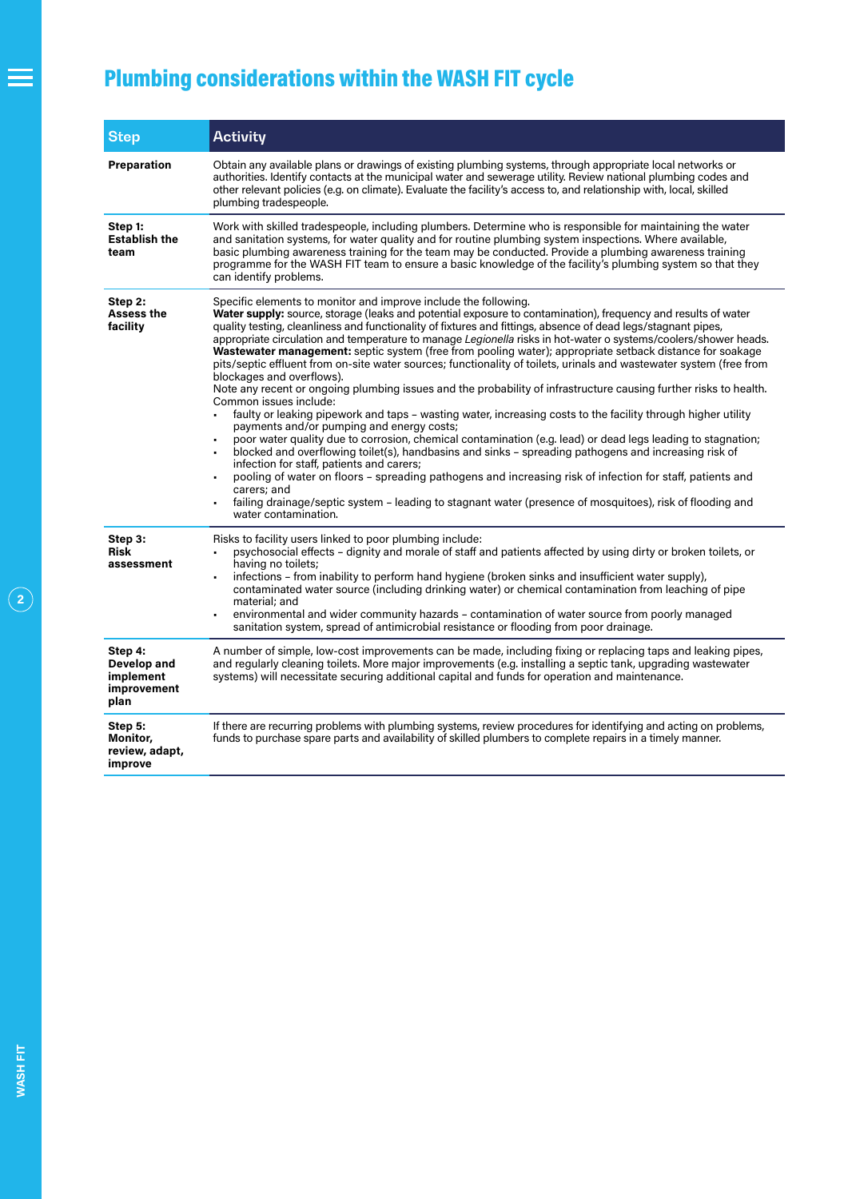# Plumbing considerations within the WASH FIT cycle

| Step | Activity |
| --- | --- |
| **Preparation** | Obtain any available plans or drawings of existing plumbing systems, through appropriate local networks or authorities. Identify contacts at the municipal water and sewerage utility. Review national plumbing codes and other relevant policies (e.g. on climate). Evaluate the facility's access to, and relationship with, local, skilled plumbing tradespeople. |
| **Step 1: Establish the team** | Work with skilled tradespeople, including plumbers. Determine who is responsible for maintaining the water and sanitation systems, for water quality and for routine plumbing system inspections. Where available, basic plumbing awareness training for the team may be conducted. Provide a plumbing awareness training programme for the WASH FIT team to ensure a basic knowledge of the facility's plumbing system so that they can identify problems. |
| **Step 2: Assess the facility** | Specific elements to monitor and improve include the following.<br>**Water supply:** source, storage (leaks and potential exposure to contamination), frequency and results of water quality testing, cleanliness and functionality of fixtures and fittings, absence of dead legs/stagnant pipes, appropriate circulation and temperature to manage *Legionella* risks in hot-water o systems/coolers/shower heads.<br>**Wastewater management:** septic system (free from pooling water); appropriate setback distance for soakage pits/septic effluent from on-site water sources; functionality of toilets, urinals and wastewater system (free from blockages and overflows).<br>Note any recent or ongoing plumbing issues and the probability of infrastructure causing further risks to health.<br>Common issues include:<br>• faulty or leaking pipework and taps – wasting water, increasing costs to the facility through higher utility payments and/or pumping and energy costs;<br>• poor water quality due to corrosion, chemical contamination (e.g. lead) or dead legs leading to stagnation;<br>• blocked and overflowing toilet(s), handbasins and sinks – spreading pathogens and increasing risk of infection for staff, patients and carers;<br>• pooling of water on floors – spreading pathogens and increasing risk of infection for staff, patients and carers; and<br>• failing drainage/septic system – leading to stagnant water (presence of mosquitoes), risk of flooding and water contamination. |
| **Step 3: Risk assessment** | Risks to facility users linked to poor plumbing include:<br>• psychosocial effects – dignity and morale of staff and patients affected by using dirty or broken toilets, or having no toilets;<br>• infections – from inability to perform hand hygiene (broken sinks and insufficient water supply), contaminated water source (including drinking water) or chemical contamination from leaching of pipe material; and<br>• environmental and wider community hazards – contamination of water source from poorly managed sanitation system, spread of antimicrobial resistance or flooding from poor drainage. |
| **Step 4: Develop and implement improvement plan** | A number of simple, low-cost improvements can be made, including fixing or replacing taps and leaking pipes, and regularly cleaning toilets. More major improvements (e.g. installing a septic tank, upgrading wastewater systems) will necessitate securing additional capital and funds for operation and maintenance. |
| **Step 5: Monitor, review, adapt, improve** | If there are recurring problems with plumbing systems, review procedures for identifying and acting on problems, funds to purchase spare parts and availability of skilled plumbers to complete repairs in a timely manner. |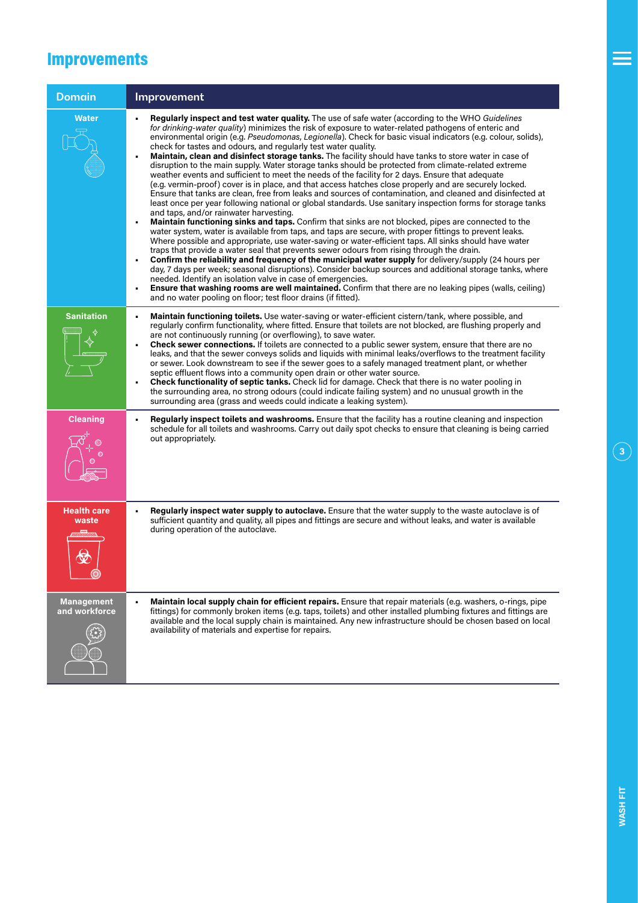## Improvements

| Domain | Improvement |
| --- | --- |
| Water | • **Regularly inspect and test water quality.** The use of safe water (according to the WHO *Guidelines for drinking-water quality*) minimizes the risk of exposure to water-related pathogens of enteric and environmental origin (e.g. *Pseudomonas*, *Legionella*). Check for basic visual indicators (e.g. colour, solids), check for tastes and odours, and regularly test water quality.<br>• **Maintain, clean and disinfect storage tanks.** The facility should have tanks to store water in case of disruption to the main supply. Water storage tanks should be protected from climate-related extreme weather events and sufficient to meet the needs of the facility for 2 days. Ensure that adequate (e.g. vermin-proof) cover is in place, and that access hatches close properly and are securely locked. Ensure that tanks are clean, free from leaks and sources of contamination, and cleaned and disinfected at least once per year following national or global standards. Use sanitary inspection forms for storage tanks and taps, and/or rainwater harvesting.<br>• **Maintain functioning sinks and taps.** Confirm that sinks are not blocked, pipes are connected to the water system, water is available from taps, and taps are secure, with proper fittings to prevent leaks. Where possible and appropriate, use water-saving or water-efficient taps. All sinks should have water traps that provide a water seal that prevents sewer odours from rising through the drain.<br>• **Confirm the reliability and frequency of the municipal water supply** for delivery/supply (24 hours per day, 7 days per week; seasonal disruptions). Consider backup sources and additional storage tanks, where needed. Identify an isolation valve in case of emergencies.<br>• **Ensure that washing rooms are well maintained.** Confirm that there are no leaking pipes (walls, ceiling) and no water pooling on floor; test floor drains (if fitted). |
| Sanitation | • **Maintain functioning toilets.** Use water-saving or water-efficient cistern/tank, where possible, and regularly confirm functionality, where fitted. Ensure that toilets are not blocked, are flushing properly and are not continuously running (or overflowing), to save water.<br>• **Check sewer connections.** If toilets are connected to a public sewer system, ensure that there are no leaks, and that the sewer conveys solids and liquids with minimal leaks/overflows to the treatment facility or sewer. Look downstream to see if the sewer goes to a safely managed treatment plant, or whether septic effluent flows into a community open drain or other water source.<br>• **Check functionality of septic tanks.** Check lid for damage. Check that there is no water pooling in the surrounding area, no strong odours (could indicate failing system) and no unusual growth in the surrounding area (grass and weeds could indicate a leaking system). |
| Cleaning | • **Regularly inspect toilets and washrooms.** Ensure that the facility has a routine cleaning and inspection schedule for all toilets and washrooms. Carry out daily spot checks to ensure that cleaning is being carried out appropriately. |
| Health care waste | • **Regularly inspect water supply to autoclave.** Ensure that the water supply to the waste autoclave is of sufficient quantity and quality, all pipes and fittings are secure and without leaks, and water is available during operation of the autoclave. |
| Management and workforce | • **Maintain local supply chain for efficient repairs.** Ensure that repair materials (e.g. washers, o-rings, pipe fittings) for commonly broken items (e.g. taps, toilets) and other installed plumbing fixtures and fittings are available and the local supply chain is maintained. Any new infrastructure should be chosen based on local availability of materials and expertise for repairs. |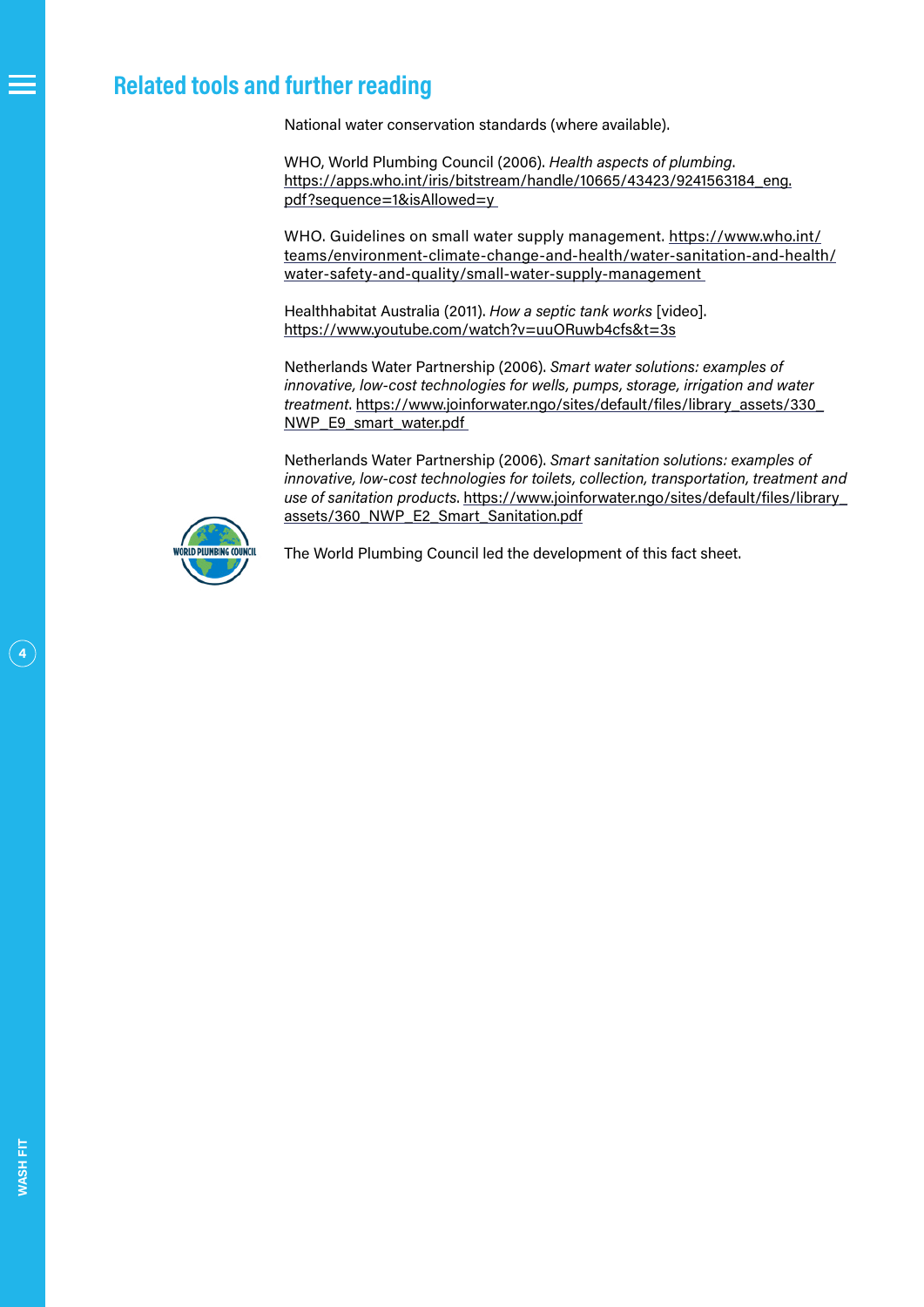## Related tools and further reading

National water conservation standards (where available).

WHO, World Plumbing Council (2006). *Health aspects of plumbing*. https://apps.who.int/iris/bitstream/handle/10665/43423/9241563184_eng.pdf?sequence=1&isAllowed=y

WHO. Guidelines on small water supply management. https://www.who.int/teams/environment-climate-change-and-health/water-sanitation-and-health/water-safety-and-quality/small-water-supply-management

Healthhabitat Australia (2011). *How a septic tank works* [video]. https://www.youtube.com/watch?v=uuORuwb4cfs&t=3s

Netherlands Water Partnership (2006). *Smart water solutions: examples of innovative, low-cost technologies for wells, pumps, storage, irrigation and water treatment*. https://www.joinforwater.ngo/sites/default/files/library_assets/330_NWP_E9_smart_water.pdf

Netherlands Water Partnership (2006). *Smart sanitation solutions: examples of innovative, low-cost technologies for toilets, collection, transportation, treatment and use of sanitation products*. https://www.joinforwater.ngo/sites/default/files/library_assets/360_NWP_E2_Smart_Sanitation.pdf

WORLD PLUMBING COUNCIL

The World Plumbing Council led the development of this fact sheet.